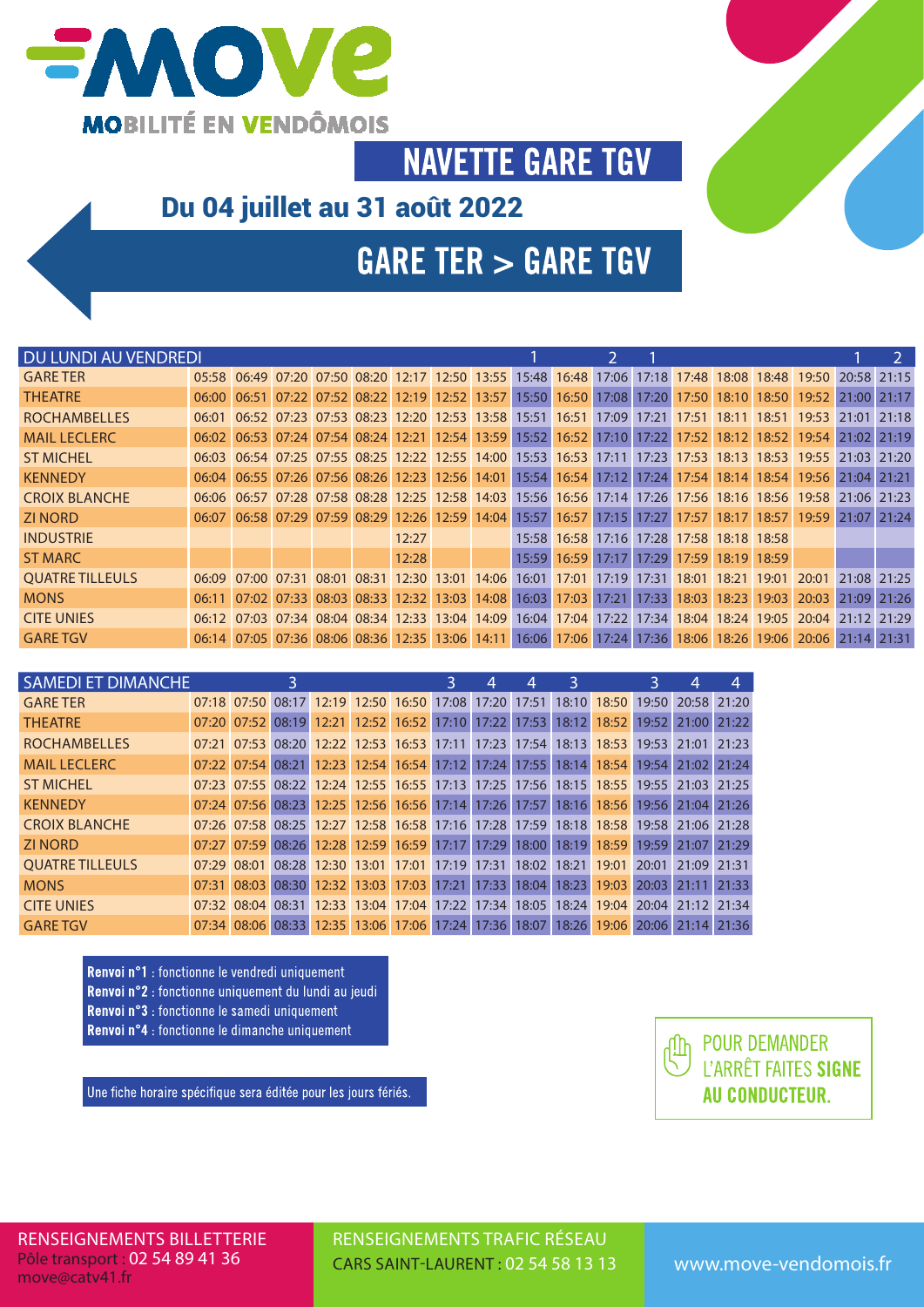# MOVE

**MOBILITÉ EN VENDÔMOIS**

## NAVETTE GARE TGV

### Du 04 juillet au 31 août 2022

## GARE TER > GARE TGV

| DU LUNDI AU VENDREDI | | | | | | | | | 1 | | 2 | 1 | | | | | 1 | 2 |
|---|---|---|---|---|---|---|---|---|---|---|---|---|---|---|---|---|---|---|
| GARE TER | 05:58 | 06:49 | 07:20 | 07:50 | 08:20 | 12:17 | 12:50 | 13:55 | 15:48 | 16:48 | 17:06 | 17:18 | 17:48 | 18:08 | 18:48 | 19:50 | 20:58 | 21:15 |
| THEATRE | 06:00 | 06:51 | 07:22 | 07:52 | 08:22 | 12:19 | 12:52 | 13:57 | 15:50 | 16:50 | 17:08 | 17:20 | 17:50 | 18:10 | 18:50 | 19:52 | 21:00 | 21:17 |
| ROCHAMBELLES | 06:01 | 06:52 | 07:23 | 07:53 | 08:23 | 12:20 | 12:53 | 13:58 | 15:51 | 16:51 | 17:09 | 17:21 | 17:51 | 18:11 | 18:51 | 19:53 | 21:01 | 21:18 |
| MAIL LECLERC | 06:02 | 06:53 | 07:24 | 07:54 | 08:24 | 12:21 | 12:54 | 13:59 | 15:52 | 16:52 | 17:10 | 17:22 | 17:52 | 18:12 | 18:52 | 19:54 | 21:02 | 21:19 |
| ST MICHEL | 06:03 | 06:54 | 07:25 | 07:55 | 08:25 | 12:22 | 12:55 | 14:00 | 15:53 | 16:53 | 17:11 | 17:23 | 17:53 | 18:13 | 18:53 | 19:55 | 21:03 | 21:20 |
| KENNEDY | 06:04 | 06:55 | 07:26 | 07:56 | 08:26 | 12:23 | 12:56 | 14:01 | 15:54 | 16:54 | 17:12 | 17:24 | 17:54 | 18:14 | 18:54 | 19:56 | 21:04 | 21:21 |
| CROIX BLANCHE | 06:06 | 06:57 | 07:28 | 07:58 | 08:28 | 12:25 | 12:58 | 14:03 | 15:56 | 16:56 | 17:14 | 17:26 | 17:56 | 18:16 | 18:56 | 19:58 | 21:06 | 21:23 |
| ZI NORD | 06:07 | 06:58 | 07:29 | 07:59 | 08:29 | 12:26 | 12:59 | 14:04 | 15:57 | 16:57 | 17:15 | 17:27 | 17:57 | 18:17 | 18:57 | 19:59 | 21:07 | 21:24 |
| INDUSTRIE | | | | | | 12:27 | | | 15:58 | 16:58 | 17:16 | 17:28 | 17:58 | 18:18 | 18:58 | | | |
| ST MARC | | | | | | 12:28 | | | 15:59 | 16:59 | 17:17 | 17:29 | 17:59 | 18:19 | 18:59 | | | |
| QUATRE TILLEULS | 06:09 | 07:00 | 07:31 | 08:01 | 08:31 | 12:30 | 13:01 | 14:06 | 16:01 | 17:01 | 17:19 | 17:31 | 18:01 | 18:21 | 19:01 | 20:01 | 21:08 | 21:25 |
| MONS | 06:11 | 07:02 | 07:33 | 08:03 | 08:33 | 12:32 | 13:03 | 14:08 | 16:03 | 17:03 | 17:21 | 17:33 | 18:03 | 18:23 | 19:03 | 20:03 | 21:09 | 21:26 |
| CITE UNIES | 06:12 | 07:03 | 07:34 | 08:04 | 08:34 | 12:33 | 13:04 | 14:09 | 16:04 | 17:04 | 17:22 | 17:34 | 18:04 | 18:24 | 19:05 | 20:04 | 21:12 | 21:29 |
| GARE TGV | 06:14 | 07:05 | 07:36 | 08:06 | 08:36 | 12:35 | 13:06 | 14:11 | 16:06 | 17:06 | 17:24 | 17:36 | 18:06 | 18:26 | 19:06 | 20:06 | 21:14 | 21:31 |

| SAMEDI ET DIMANCHE | | | 3 | | | | 3 | 4 | 4 | 3 | | 3 | 4 | 4 |
|---|---|---|---|---|---|---|---|---|---|---|---|---|---|---|
| GARE TER | 07:18 | 07:50 | 08:17 | 12:19 | 12:50 | 16:50 | 17:08 | 17:20 | 17:51 | 18:10 | 18:50 | 19:50 | 20:58 | 21:20 |
| THEATRE | 07:20 | 07:52 | 08:19 | 12:21 | 12:52 | 16:52 | 17:10 | 17:22 | 17:53 | 18:12 | 18:52 | 19:52 | 21:00 | 21:22 |
| ROCHAMBELLES | 07:21 | 07:53 | 08:20 | 12:22 | 12:53 | 16:53 | 17:11 | 17:23 | 17:54 | 18:13 | 18:53 | 19:53 | 21:01 | 21:23 |
| MAIL LECLERC | 07:22 | 07:54 | 08:21 | 12:23 | 12:54 | 16:54 | 17:12 | 17:24 | 17:55 | 18:14 | 18:54 | 19:54 | 21:02 | 21:24 |
| ST MICHEL | 07:23 | 07:55 | 08:22 | 12:24 | 12:55 | 16:55 | 17:13 | 17:25 | 17:56 | 18:15 | 18:55 | 19:55 | 21:03 | 21:25 |
| KENNEDY | 07:24 | 07:56 | 08:23 | 12:25 | 12:56 | 16:56 | 17:14 | 17:26 | 17:57 | 18:16 | 18:56 | 19:56 | 21:04 | 21:26 |
| CROIX BLANCHE | 07:26 | 07:58 | 08:25 | 12:27 | 12:58 | 16:58 | 17:16 | 17:28 | 17:59 | 18:18 | 18:58 | 19:58 | 21:06 | 21:28 |
| ZI NORD | 07:27 | 07:59 | 08:26 | 12:28 | 12:59 | 16:59 | 17:17 | 17:29 | 18:00 | 18:19 | 18:59 | 19:59 | 21:07 | 21:29 |
| QUATRE TILLEULS | 07:29 | 08:01 | 08:28 | 12:30 | 13:01 | 17:01 | 17:19 | 17:31 | 18:02 | 18:21 | 19:01 | 20:01 | 21:09 | 21:31 |
| MONS | 07:31 | 08:03 | 08:30 | 12:32 | 13:03 | 17:03 | 17:21 | 17:33 | 18:04 | 18:23 | 19:03 | 20:03 | 21:11 | 21:33 |
| CITE UNIES | 07:32 | 08:04 | 08:31 | 12:33 | 13:04 | 17:04 | 17:22 | 17:34 | 18:05 | 18:24 | 19:04 | 20:04 | 21:12 | 21:34 |
| GARE TGV | 07:34 | 08:06 | 08:33 | 12:35 | 13:06 | 17:06 | 17:24 | 17:36 | 18:07 | 18:26 | 19:06 | 20:06 | 21:14 | 21:36 |

**Renvoi n°1** : fonctionne le vendredi uniquement
**Renvoi n°2** : fonctionne uniquement du lundi au jeudi
**Renvoi n°3** : fonctionne le samedi uniquement
**Renvoi n°4** : fonctionne le dimanche uniquement

Une fiche horaire spécifique sera éditée pour les jours fériés.

POUR DEMANDER L'ARRÊT FAITES **SIGNE AU CONDUCTEUR.**

RENSEIGNEMENTS BILLETTERIE
Pôle transport : 02 54 89 41 36
move@catv41.fr

RENSEIGNEMENTS TRAFIC RÉSEAU
CARS SAINT-LAURENT : 02 54 58 13 13

www.move-vendomois.fr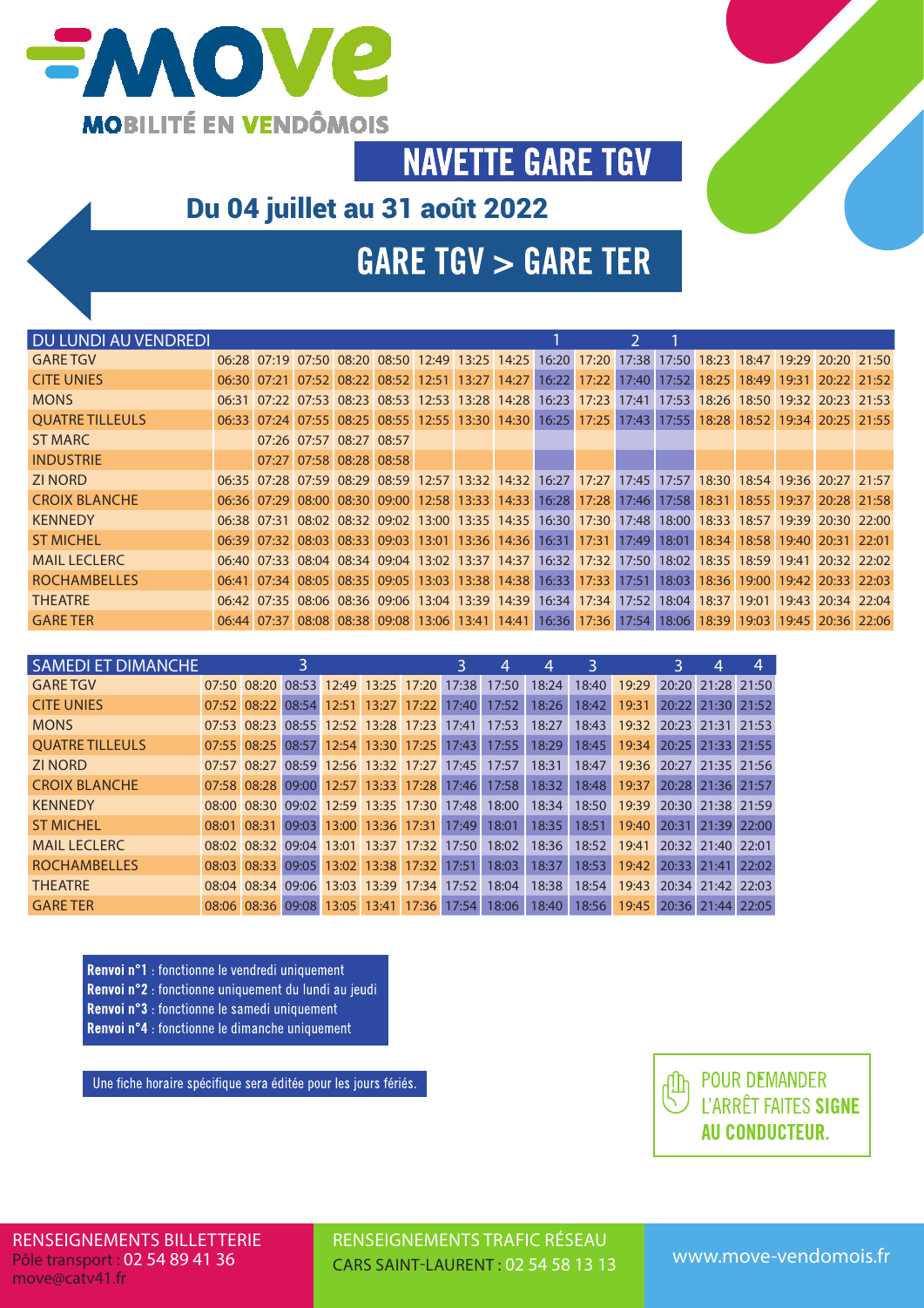# MOVE — MOBILITÉ EN VENDÔMOIS

## NAVETTE GARE TGV

### Du 04 juillet au 31 août 2022

## GARE TGV > GARE TER

| DU LUNDI AU VENDREDI | | | | | | | | | 1 | | 2 | 1 | | | | | |
|---|---|---|---|---|---|---|---|---|---|---|---|---|---|---|---|---|---|
| GARE TGV | 06:28 | 07:19 | 07:50 | 08:20 | 08:50 | 12:49 | 13:25 | 14:25 | 16:20 | 17:20 | 17:38 | 17:50 | 18:23 | 18:47 | 19:29 | 20:20 | 21:50 |
| CITE UNIES | 06:30 | 07:21 | 07:52 | 08:22 | 08:52 | 12:51 | 13:27 | 14:27 | 16:22 | 17:22 | 17:40 | 17:52 | 18:25 | 18:49 | 19:31 | 20:22 | 21:52 |
| MONS | 06:31 | 07:22 | 07:53 | 08:23 | 08:53 | 12:53 | 13:28 | 14:28 | 16:23 | 17:23 | 17:41 | 17:53 | 18:26 | 18:50 | 19:32 | 20:23 | 21:53 |
| QUATRE TILLEULS | 06:33 | 07:24 | 07:55 | 08:25 | 08:55 | 12:55 | 13:30 | 14:30 | 16:25 | 17:25 | 17:43 | 17:55 | 18:28 | 18:52 | 19:34 | 20:25 | 21:55 |
| ST MARC | | 07:26 | 07:57 | 08:27 | 08:57 | | | | | | | | | | | | |
| INDUSTRIE | | 07:27 | 07:58 | 08:28 | 08:58 | | | | | | | | | | | | |
| ZI NORD | 06:35 | 07:28 | 07:59 | 08:29 | 08:59 | 12:57 | 13:32 | 14:32 | 16:27 | 17:27 | 17:45 | 17:57 | 18:30 | 18:54 | 19:36 | 20:27 | 21:57 |
| CROIX BLANCHE | 06:36 | 07:29 | 08:00 | 08:30 | 09:00 | 12:58 | 13:33 | 14:33 | 16:28 | 17:28 | 17:46 | 17:58 | 18:31 | 18:55 | 19:37 | 20:28 | 21:58 |
| KENNEDY | 06:38 | 07:31 | 08:02 | 08:32 | 09:02 | 13:00 | 13:35 | 14:35 | 16:30 | 17:30 | 17:48 | 18:00 | 18:33 | 18:57 | 19:39 | 20:30 | 22:00 |
| ST MICHEL | 06:39 | 07:32 | 08:03 | 08:33 | 09:03 | 13:01 | 13:36 | 14:36 | 16:31 | 17:31 | 17:49 | 18:01 | 18:34 | 18:58 | 19:40 | 20:31 | 22:01 |
| MAIL LECLERC | 06:40 | 07:33 | 08:04 | 08:34 | 09:04 | 13:02 | 13:37 | 14:37 | 16:32 | 17:32 | 17:50 | 18:02 | 18:35 | 18:59 | 19:41 | 20:32 | 22:02 |
| ROCHAMBELLES | 06:41 | 07:34 | 08:05 | 08:35 | 09:05 | 13:03 | 13:38 | 14:38 | 16:33 | 17:33 | 17:51 | 18:03 | 18:36 | 19:00 | 19:42 | 20:33 | 22:03 |
| THEATRE | 06:42 | 07:35 | 08:06 | 08:36 | 09:06 | 13:04 | 13:39 | 14:39 | 16:34 | 17:34 | 17:52 | 18:04 | 18:37 | 19:01 | 19:43 | 20:34 | 22:04 |
| GARE TER | 06:44 | 07:37 | 08:08 | 08:38 | 09:08 | 13:06 | 13:41 | 14:41 | 16:36 | 17:36 | 17:54 | 18:06 | 18:39 | 19:03 | 19:45 | 20:36 | 22:06 |

| SAMEDI ET DIMANCHE | | | 3 | | | | 3 | 4 | 4 | 3 | | 3 | 4 | 4 |
|---|---|---|---|---|---|---|---|---|---|---|---|---|---|---|
| GARE TGV | 07:50 | 08:20 | 08:53 | 12:49 | 13:25 | 17:20 | 17:38 | 17:50 | 18:24 | 18:40 | 19:29 | 20:20 | 21:28 | 21:50 |
| CITE UNIES | 07:52 | 08:22 | 08:54 | 12:51 | 13:27 | 17:22 | 17:40 | 17:52 | 18:26 | 18:42 | 19:31 | 20:22 | 21:30 | 21:52 |
| MONS | 07:53 | 08:23 | 08:55 | 12:52 | 13:28 | 17:23 | 17:41 | 17:53 | 18:27 | 18:43 | 19:32 | 20:23 | 21:31 | 21:53 |
| QUATRE TILLEULS | 07:55 | 08:25 | 08:57 | 12:54 | 13:30 | 17:25 | 17:43 | 17:55 | 18:29 | 18:45 | 19:34 | 20:25 | 21:33 | 21:55 |
| ZI NORD | 07:57 | 08:27 | 08:59 | 12:56 | 13:32 | 17:27 | 17:45 | 17:57 | 18:31 | 18:47 | 19:36 | 20:27 | 21:35 | 21:56 |
| CROIX BLANCHE | 07:58 | 08:28 | 09:00 | 12:57 | 13:33 | 17:28 | 17:46 | 17:58 | 18:32 | 18:48 | 19:37 | 20:28 | 21:36 | 21:57 |
| KENNEDY | 08:00 | 08:30 | 09:02 | 12:59 | 13:35 | 17:30 | 17:48 | 18:00 | 18:34 | 18:50 | 19:39 | 20:30 | 21:38 | 21:59 |
| ST MICHEL | 08:01 | 08:31 | 09:03 | 13:00 | 13:36 | 17:31 | 17:49 | 18:01 | 18:35 | 18:51 | 19:40 | 20:31 | 21:39 | 22:00 |
| MAIL LECLERC | 08:02 | 08:32 | 09:04 | 13:01 | 13:37 | 17:32 | 17:50 | 18:02 | 18:36 | 18:52 | 19:41 | 20:32 | 21:40 | 22:01 |
| ROCHAMBELLES | 08:03 | 08:33 | 09:05 | 13:02 | 13:38 | 17:32 | 17:51 | 18:03 | 18:37 | 18:53 | 19:42 | 20:33 | 21:41 | 22:02 |
| THEATRE | 08:04 | 08:34 | 09:06 | 13:03 | 13:39 | 17:34 | 17:52 | 18:04 | 18:38 | 18:54 | 19:43 | 20:34 | 21:42 | 22:03 |
| GARE TER | 08:06 | 08:36 | 09:08 | 13:05 | 13:41 | 17:36 | 17:54 | 18:06 | 18:40 | 18:56 | 19:45 | 20:36 | 21:44 | 22:05 |

**Renvoi n°1** : fonctionne le vendredi uniquement
**Renvoi n°2** : fonctionne uniquement du lundi au jeudi
**Renvoi n°3** : fonctionne le samedi uniquement
**Renvoi n°4** : fonctionne le dimanche uniquement

Une fiche horaire spécifique sera éditée pour les jours fériés.

POUR DEMANDER L'ARRÊT FAITES **SIGNE AU CONDUCTEUR.**

RENSEIGNEMENTS BILLETTERIE
Pôle transport : 02 54 89 41 36
move@catv41.fr

RENSEIGNEMENTS TRAFIC RÉSEAU
CARS SAINT-LAURENT : 02 54 58 13 13

www.move-vendomois.fr